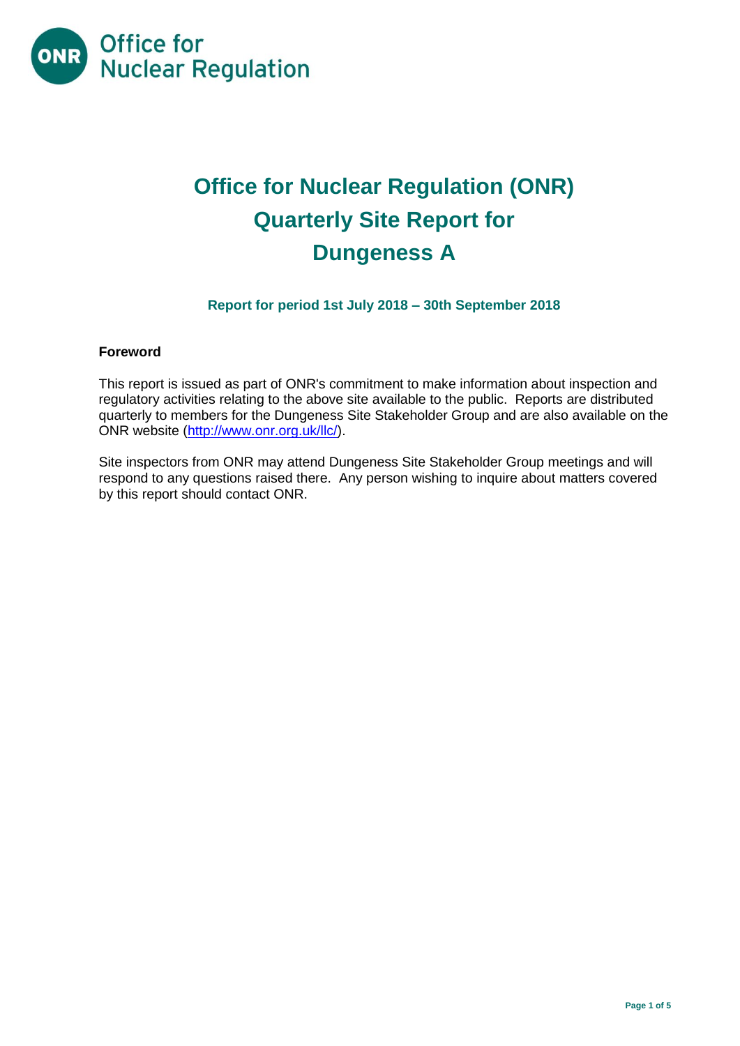# Office for Nuclear Regulation (ONR) Quarterly Site Report for Dungeness A

### Report for period 1st July 2018 – 30th September 2018

**Foreword**

This report is issued as part of ONR's commitment to make information about inspection and regulatory activities relating to the above site available to the public. Reports are distributed quarterly to members for the Dungeness Site Stakeholder Group and are also available on the ONR website (http://www.onr.org.uk/llc/).

Site inspectors from ONR may attend Dungeness Site Stakeholder Group meetings and will respond to any questions raised there. Any person wishing to inquire about matters covered by this report should contact ONR.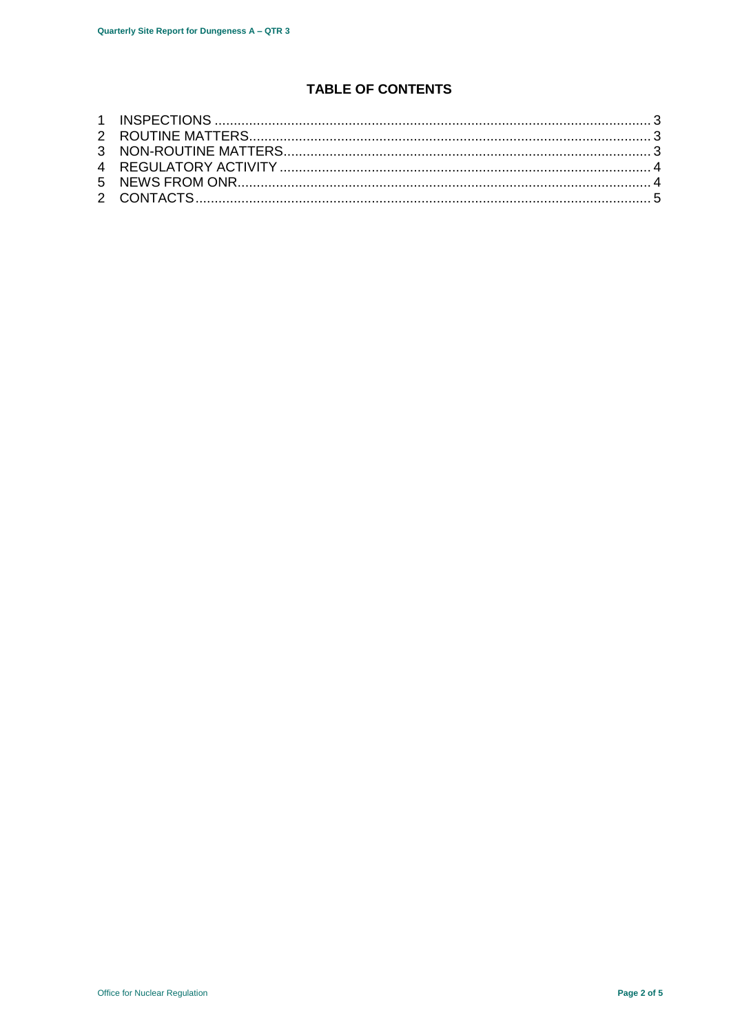# TABLE OF CONTENTS

1 INSPECTIONS ................................................................................................................. 3
2 ROUTINE MATTERS........................................................................................................ 3
3 NON-ROUTINE MATTERS.............................................................................................. 3
4 REGULATORY ACTIVITY ............................................................................................... 4
5 NEWS FROM ONR.......................................................................................................... 4
2 CONTACTS..................................................................................................................... 5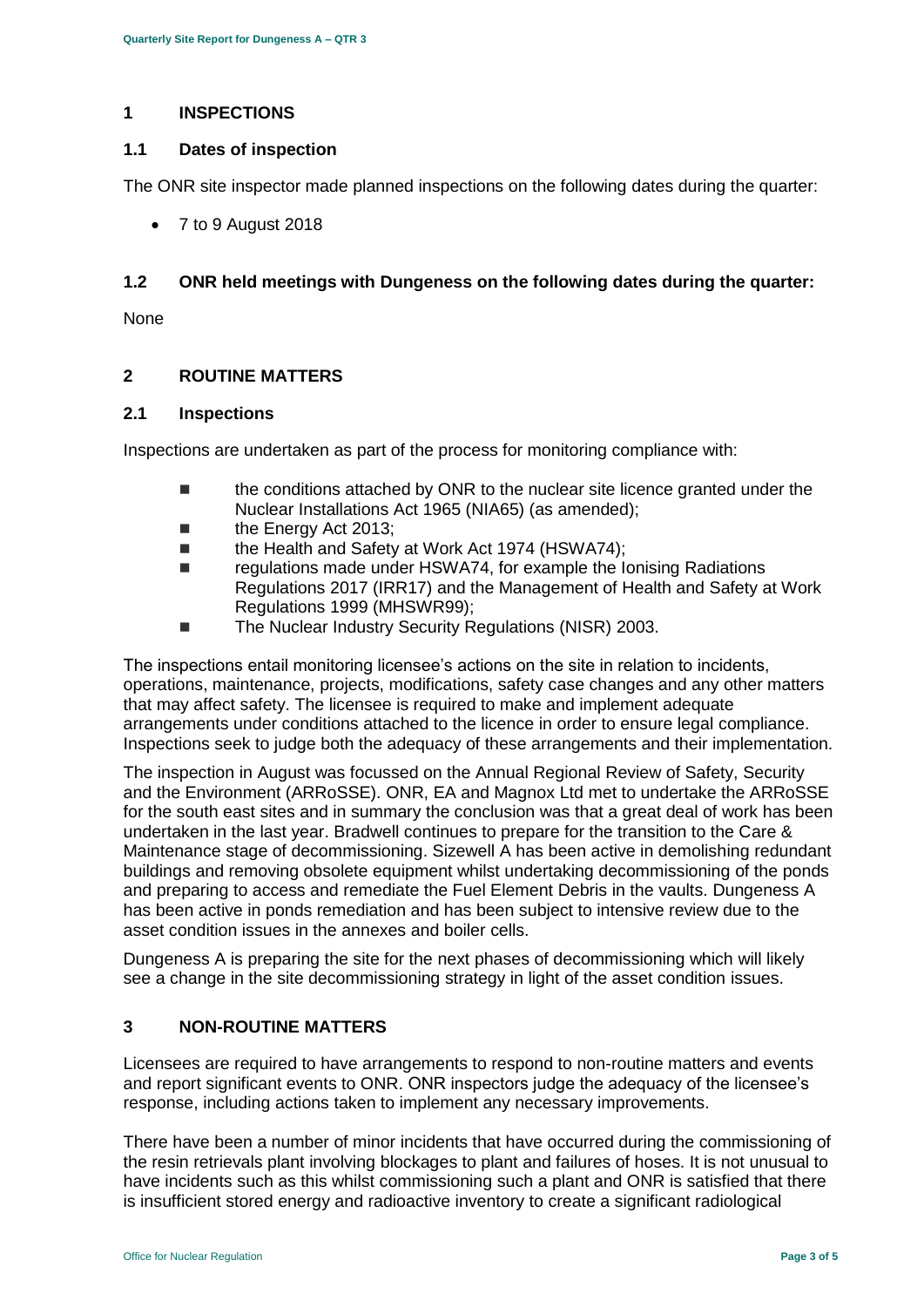## 1 INSPECTIONS

### 1.1 Dates of inspection

The ONR site inspector made planned inspections on the following dates during the quarter:

- 7 to 9 August 2018

### 1.2 ONR held meetings with Dungeness on the following dates during the quarter:

None

## 2 ROUTINE MATTERS

### 2.1 Inspections

Inspections are undertaken as part of the process for monitoring compliance with:

- the conditions attached by ONR to the nuclear site licence granted under the Nuclear Installations Act 1965 (NIA65) (as amended);
- the Energy Act 2013;
- the Health and Safety at Work Act 1974 (HSWA74);
- regulations made under HSWA74, for example the Ionising Radiations Regulations 2017 (IRR17) and the Management of Health and Safety at Work Regulations 1999 (MHSWR99);
- The Nuclear Industry Security Regulations (NISR) 2003.

The inspections entail monitoring licensee's actions on the site in relation to incidents, operations, maintenance, projects, modifications, safety case changes and any other matters that may affect safety. The licensee is required to make and implement adequate arrangements under conditions attached to the licence in order to ensure legal compliance. Inspections seek to judge both the adequacy of these arrangements and their implementation.

The inspection in August was focussed on the Annual Regional Review of Safety, Security and the Environment (ARRoSSE). ONR, EA and Magnox Ltd met to undertake the ARRoSSE for the south east sites and in summary the conclusion was that a great deal of work has been undertaken in the last year. Bradwell continues to prepare for the transition to the Care & Maintenance stage of decommissioning. Sizewell A has been active in demolishing redundant buildings and removing obsolete equipment whilst undertaking decommissioning of the ponds and preparing to access and remediate the Fuel Element Debris in the vaults. Dungeness A has been active in ponds remediation and has been subject to intensive review due to the asset condition issues in the annexes and boiler cells.

Dungeness A is preparing the site for the next phases of decommissioning which will likely see a change in the site decommissioning strategy in light of the asset condition issues.

## 3 NON-ROUTINE MATTERS

Licensees are required to have arrangements to respond to non-routine matters and events and report significant events to ONR. ONR inspectors judge the adequacy of the licensee's response, including actions taken to implement any necessary improvements.

There have been a number of minor incidents that have occurred during the commissioning of the resin retrievals plant involving blockages to plant and failures of hoses. It is not unusual to have incidents such as this whilst commissioning such a plant and ONR is satisfied that there is insufficient stored energy and radioactive inventory to create a significant radiological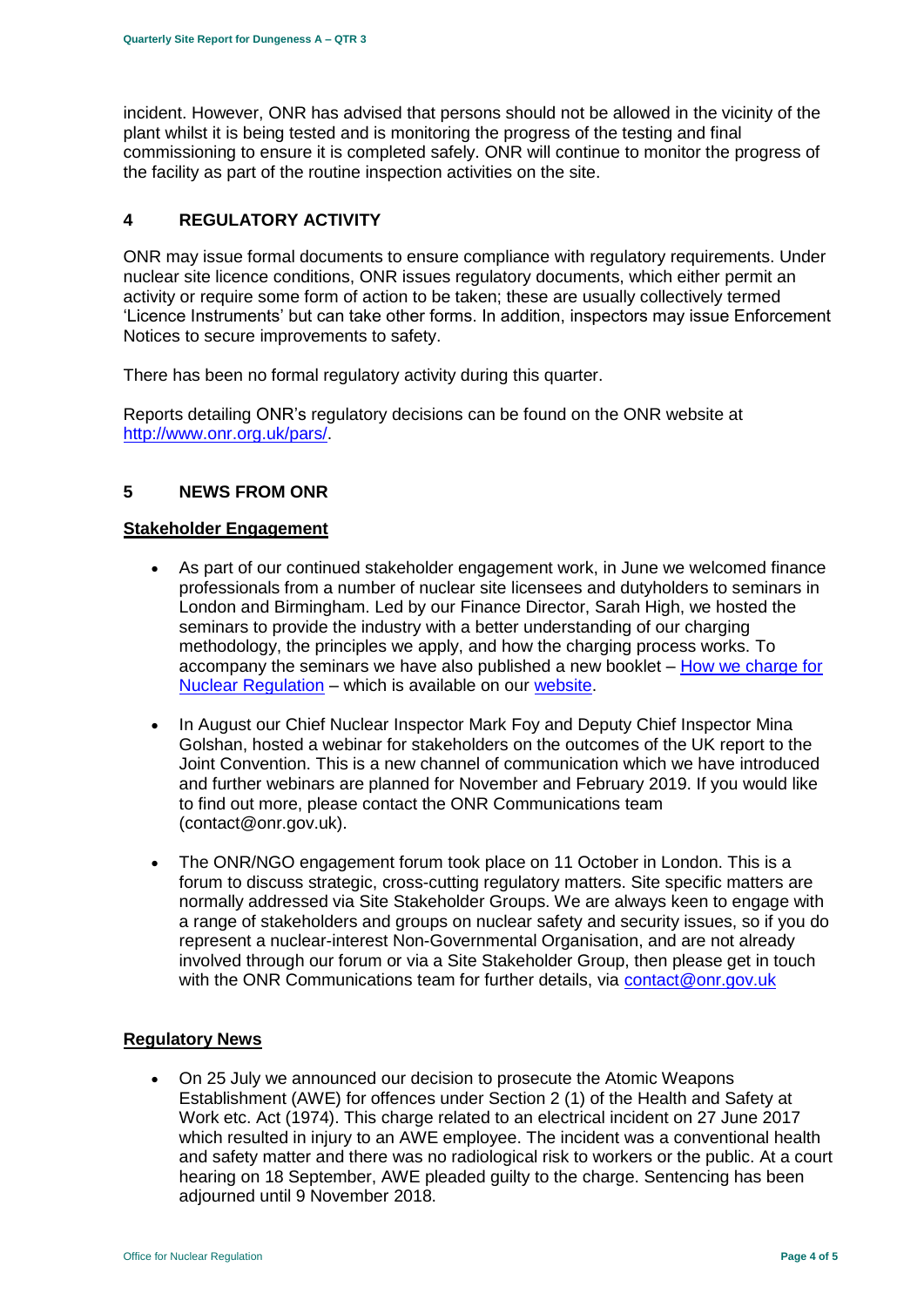incident. However, ONR has advised that persons should not be allowed in the vicinity of the plant whilst it is being tested and is monitoring the progress of the testing and final commissioning to ensure it is completed safely. ONR will continue to monitor the progress of the facility as part of the routine inspection activities on the site.

## 4 REGULATORY ACTIVITY

ONR may issue formal documents to ensure compliance with regulatory requirements. Under nuclear site licence conditions, ONR issues regulatory documents, which either permit an activity or require some form of action to be taken; these are usually collectively termed 'Licence Instruments' but can take other forms. In addition, inspectors may issue Enforcement Notices to secure improvements to safety.

There has been no formal regulatory activity during this quarter.

Reports detailing ONR's regulatory decisions can be found on the ONR website at [http://www.onr.org.uk/pars/](http://www.onr.org.uk/pars/).

## 5 NEWS FROM ONR

**Stakeholder Engagement**

- As part of our continued stakeholder engagement work, in June we welcomed finance professionals from a number of nuclear site licensees and dutyholders to seminars in London and Birmingham. Led by our Finance Director, Sarah High, we hosted the seminars to provide the industry with a better understanding of our charging methodology, the principles we apply, and how the charging process works. To accompany the seminars we have also published a new booklet – How we charge for Nuclear Regulation – which is available on our website.
- In August our Chief Nuclear Inspector Mark Foy and Deputy Chief Inspector Mina Golshan, hosted a webinar for stakeholders on the outcomes of the UK report to the Joint Convention. This is a new channel of communication which we have introduced and further webinars are planned for November and February 2019. If you would like to find out more, please contact the ONR Communications team (contact@onr.gov.uk).
- The ONR/NGO engagement forum took place on 11 October in London. This is a forum to discuss strategic, cross-cutting regulatory matters. Site specific matters are normally addressed via Site Stakeholder Groups. We are always keen to engage with a range of stakeholders and groups on nuclear safety and security issues, so if you do represent a nuclear-interest Non-Governmental Organisation, and are not already involved through our forum or via a Site Stakeholder Group, then please get in touch with the ONR Communications team for further details, via contact@onr.gov.uk

**Regulatory News**

- On 25 July we announced our decision to prosecute the Atomic Weapons Establishment (AWE) for offences under Section 2 (1) of the Health and Safety at Work etc. Act (1974). This charge related to an electrical incident on 27 June 2017 which resulted in injury to an AWE employee. The incident was a conventional health and safety matter and there was no radiological risk to workers or the public. At a court hearing on 18 September, AWE pleaded guilty to the charge. Sentencing has been adjourned until 9 November 2018.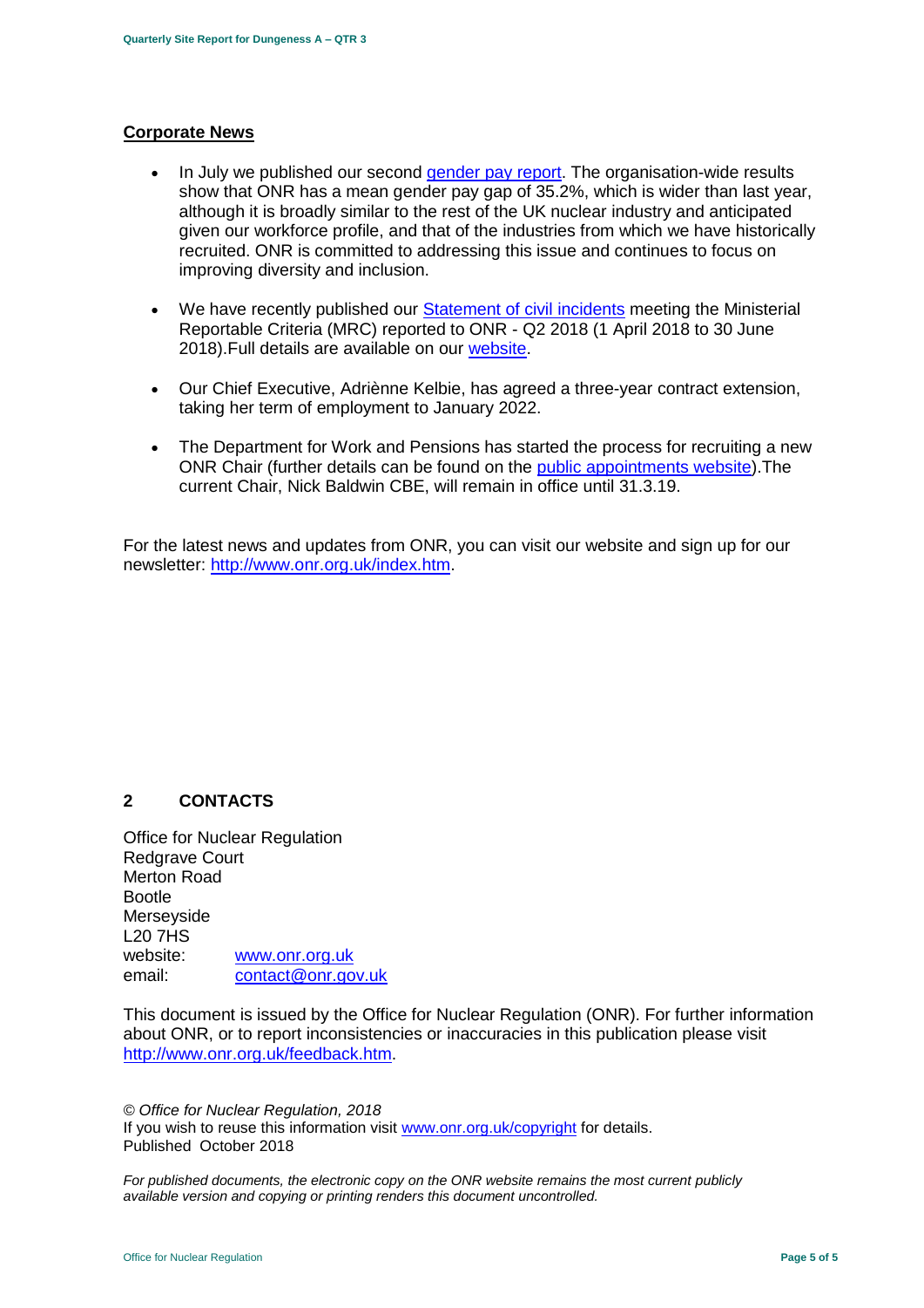**Corporate News**

- In July we published our second gender pay report. The organisation-wide results show that ONR has a mean gender pay gap of 35.2%, which is wider than last year, although it is broadly similar to the rest of the UK nuclear industry and anticipated given our workforce profile, and that of the industries from which we have historically recruited. ONR is committed to addressing this issue and continues to focus on improving diversity and inclusion.

- We have recently published our Statement of civil incidents meeting the Ministerial Reportable Criteria (MRC) reported to ONR - Q2 2018 (1 April 2018 to 30 June 2018).Full details are available on our website.

- Our Chief Executive, Adriènne Kelbie, has agreed a three-year contract extension, taking her term of employment to January 2022.

- The Department for Work and Pensions has started the process for recruiting a new ONR Chair (further details can be found on the public appointments website).The current Chair, Nick Baldwin CBE, will remain in office until 31.3.19.

For the latest news and updates from ONR, you can visit our website and sign up for our newsletter: http://www.onr.org.uk/index.htm.

## 2 CONTACTS

Office for Nuclear Regulation
Redgrave Court
Merton Road
Bootle
Merseyside
L20 7HS
website: www.onr.org.uk
email: contact@onr.gov.uk

This document is issued by the Office for Nuclear Regulation (ONR). For further information about ONR, or to report inconsistencies or inaccuracies in this publication please visit http://www.onr.org.uk/feedback.htm.

*© Office for Nuclear Regulation, 2018*
If you wish to reuse this information visit www.onr.org.uk/copyright for details.
Published October 2018

*For published documents, the electronic copy on the ONR website remains the most current publicly available version and copying or printing renders this document uncontrolled.*